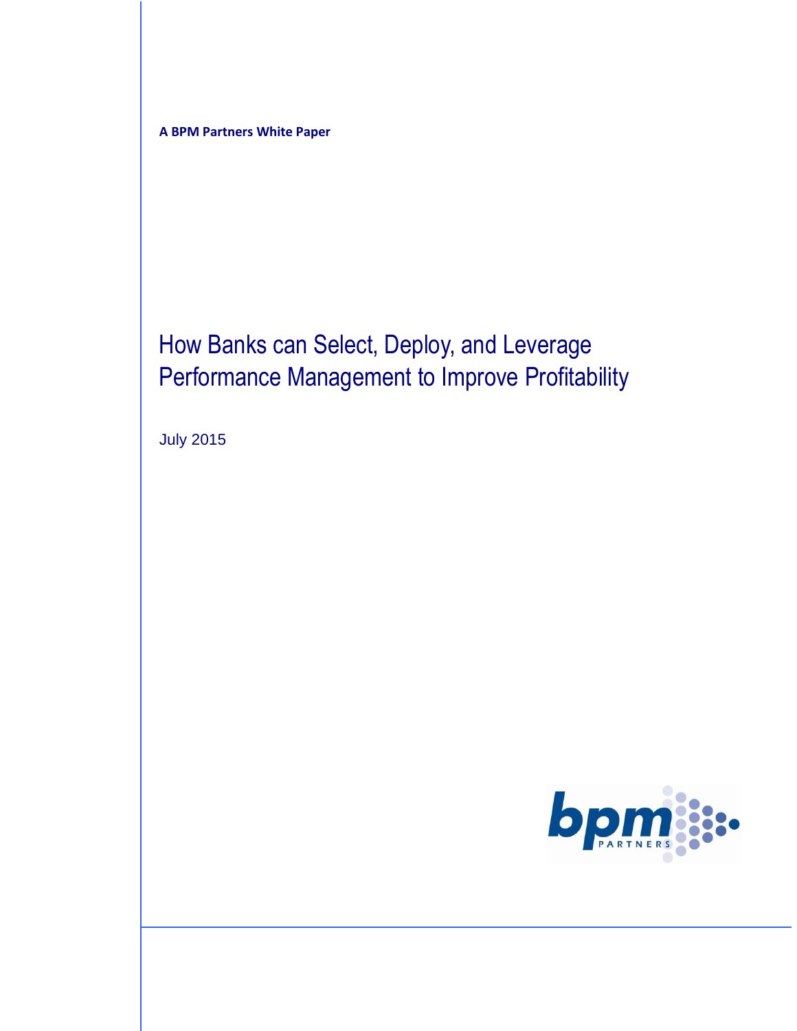**A BPM Partners White Paper**

# How Banks can Select, Deploy, and Leverage Performance Management to Improve Profitability

July 2015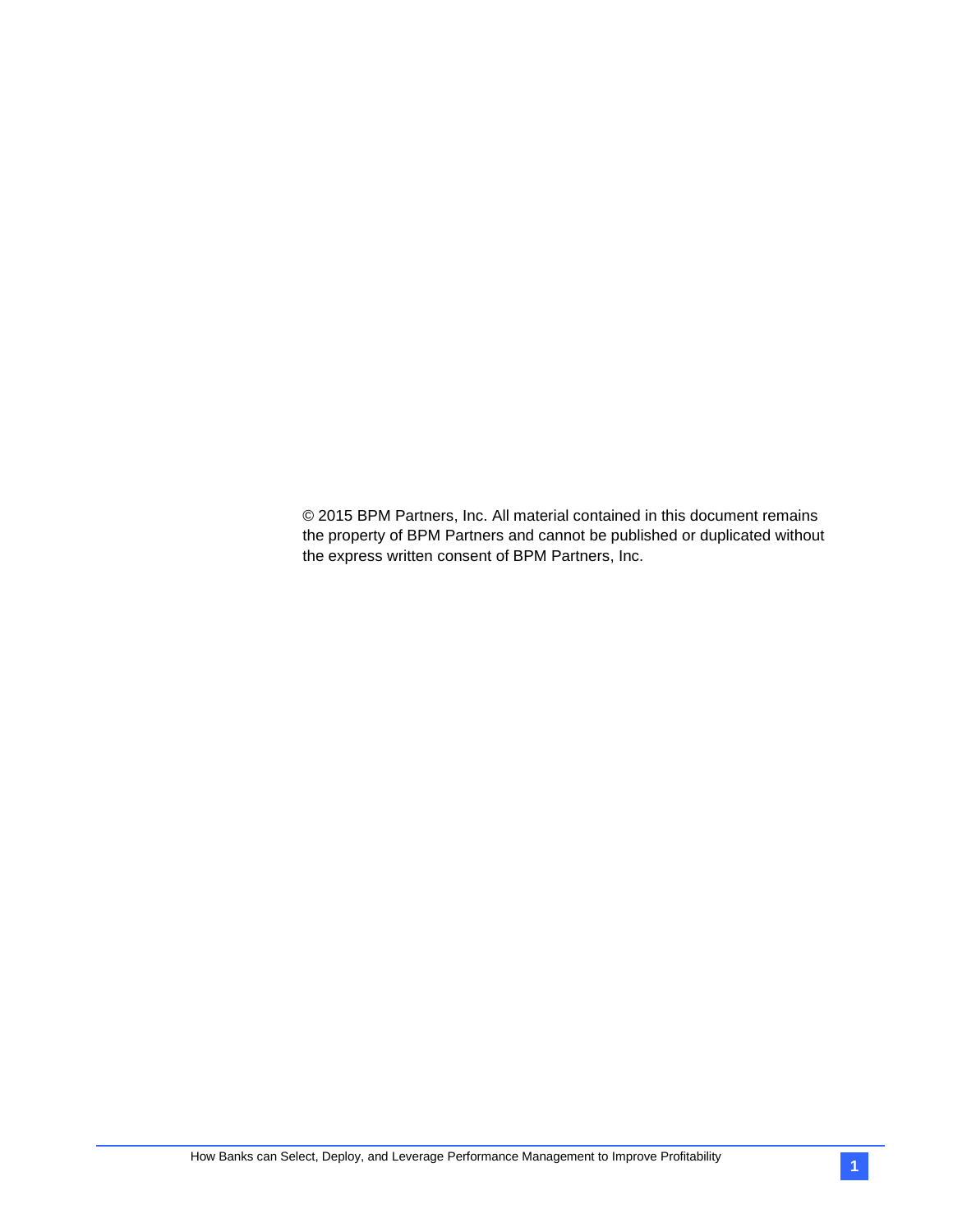© 2015 BPM Partners, Inc. All material contained in this document remains the property of BPM Partners and cannot be published or duplicated without the express written consent of BPM Partners, Inc.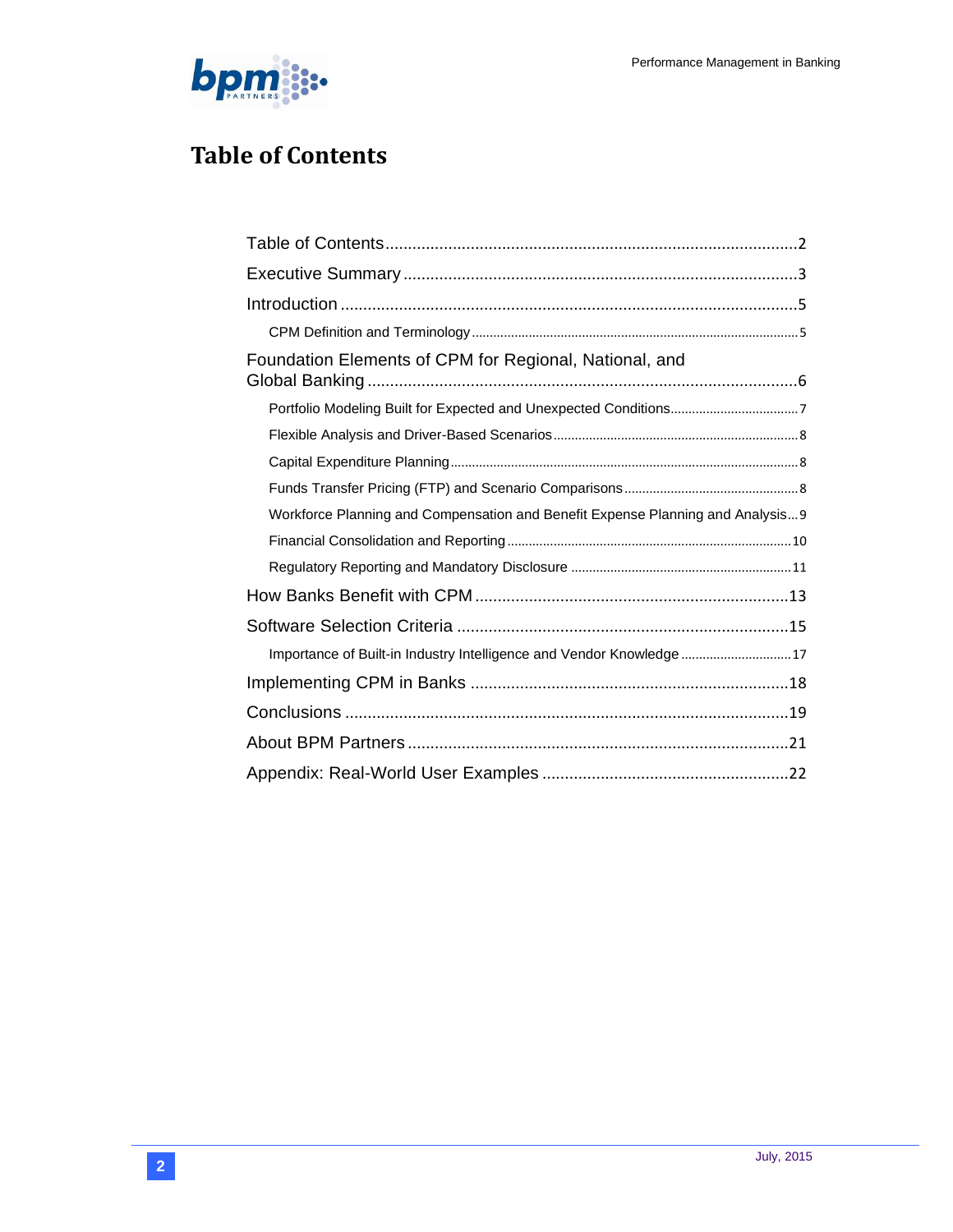# Table of Contents

- Table of Contents ........ 2
- Executive Summary ........ 3
- Introduction ........ 5
  - CPM Definition and Terminology ........ 5
- Foundation Elements of CPM for Regional, National, and Global Banking ........ 6
  - Portfolio Modeling Built for Expected and Unexpected Conditions ........ 7
  - Flexible Analysis and Driver-Based Scenarios ........ 8
  - Capital Expenditure Planning ........ 8
  - Funds Transfer Pricing (FTP) and Scenario Comparisons ........ 8
  - Workforce Planning and Compensation and Benefit Expense Planning and Analysis ........ 9
  - Financial Consolidation and Reporting ........ 10
  - Regulatory Reporting and Mandatory Disclosure ........ 11
- How Banks Benefit with CPM ........ 13
- Software Selection Criteria ........ 15
  - Importance of Built-in Industry Intelligence and Vendor Knowledge ........ 17
- Implementing CPM in Banks ........ 18
- Conclusions ........ 19
- About BPM Partners ........ 21
- Appendix: Real-World User Examples ........ 22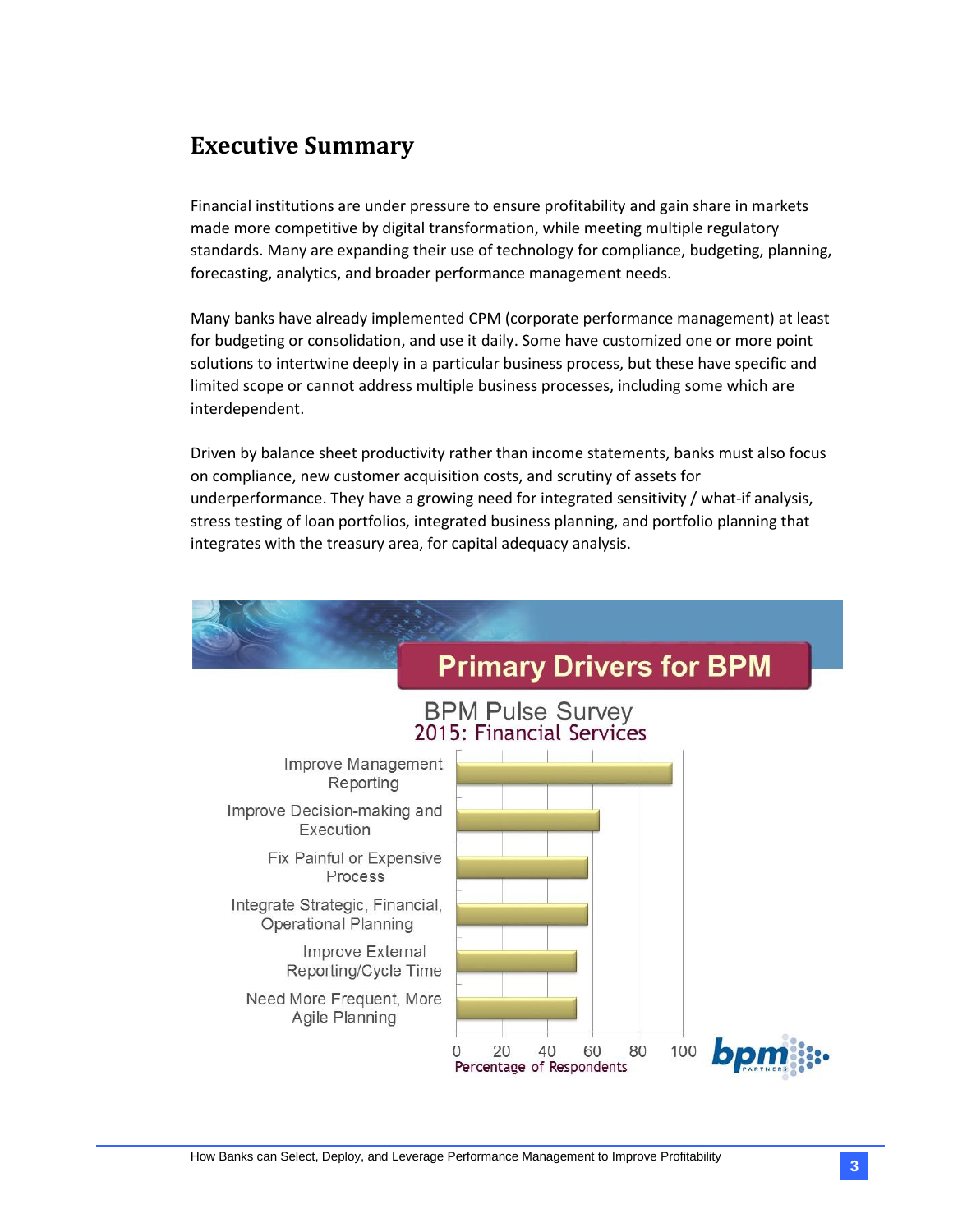# Executive Summary

Financial institutions are under pressure to ensure profitability and gain share in markets made more competitive by digital transformation, while meeting multiple regulatory standards. Many are expanding their use of technology for compliance, budgeting, planning, forecasting, analytics, and broader performance management needs.

Many banks have already implemented CPM (corporate performance management) at least for budgeting or consolidation, and use it daily. Some have customized one or more point solutions to intertwine deeply in a particular business process, but these have specific and limited scope or cannot address multiple business processes, including some which are interdependent.

Driven by balance sheet productivity rather than income statements, banks must also focus on compliance, new customer acquisition costs, and scrutiny of assets for underperformance. They have a growing need for integrated sensitivity / what-if analysis, stress testing of loan portfolios, integrated business planning, and portfolio planning that integrates with the treasury area, for capital adequacy analysis.

**Primary Drivers for BPM**

BPM Pulse Survey
2015: Financial Services

- Improve Management Reporting
- Improve Decision-making and Execution
- Fix Painful or Expensive Process
- Integrate Strategic, Financial, Operational Planning
- Improve External Reporting/Cycle Time
- Need More Frequent, More Agile Planning

Percentage of Respondents (0–100)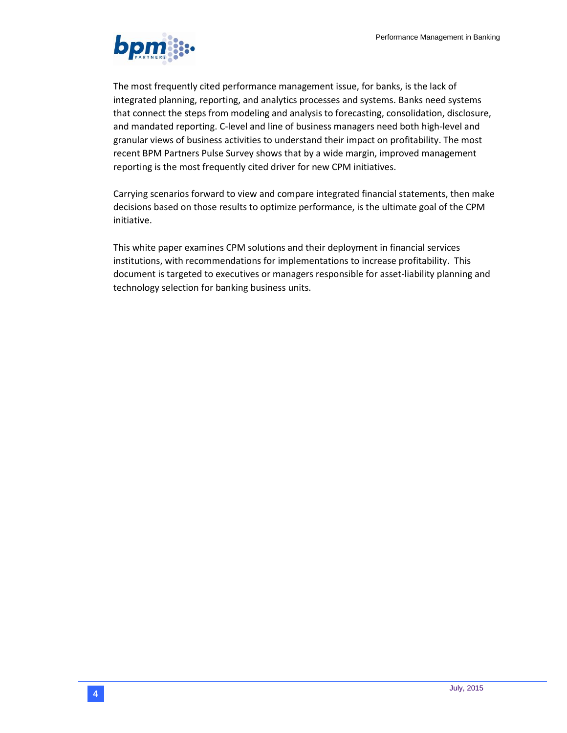The most frequently cited performance management issue, for banks, is the lack of integrated planning, reporting, and analytics processes and systems. Banks need systems that connect the steps from modeling and analysis to forecasting, consolidation, disclosure, and mandated reporting. C-level and line of business managers need both high-level and granular views of business activities to understand their impact on profitability. The most recent BPM Partners Pulse Survey shows that by a wide margin, improved management reporting is the most frequently cited driver for new CPM initiatives.

Carrying scenarios forward to view and compare integrated financial statements, then make decisions based on those results to optimize performance, is the ultimate goal of the CPM initiative.

This white paper examines CPM solutions and their deployment in financial services institutions, with recommendations for implementations to increase profitability. This document is targeted to executives or managers responsible for asset-liability planning and technology selection for banking business units.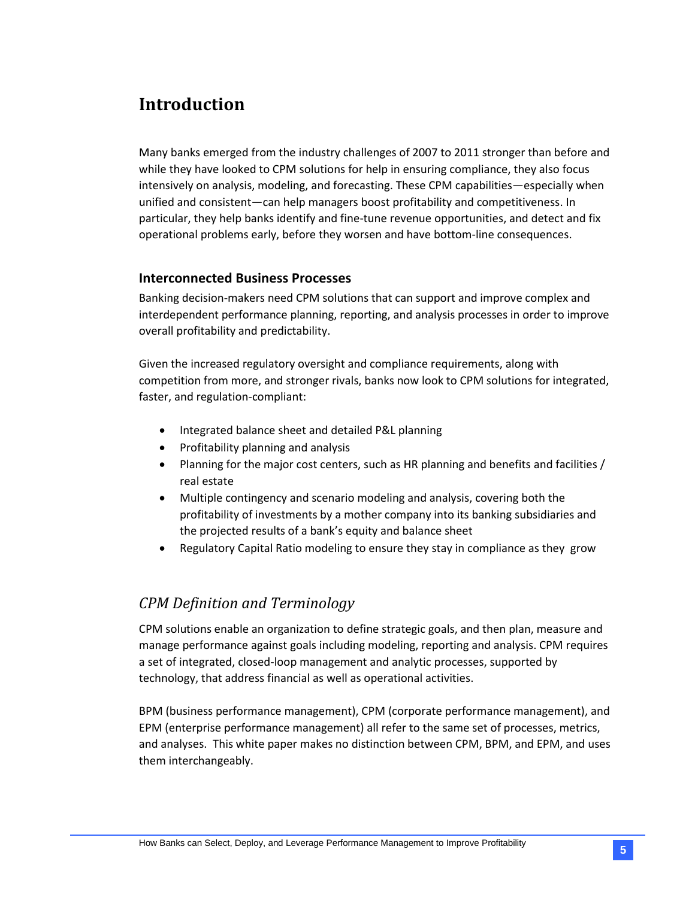# Introduction

Many banks emerged from the industry challenges of 2007 to 2011 stronger than before and while they have looked to CPM solutions for help in ensuring compliance, they also focus intensively on analysis, modeling, and forecasting. These CPM capabilities—especially when unified and consistent—can help managers boost profitability and competitiveness. In particular, they help banks identify and fine-tune revenue opportunities, and detect and fix operational problems early, before they worsen and have bottom-line consequences.

### Interconnected Business Processes

Banking decision-makers need CPM solutions that can support and improve complex and interdependent performance planning, reporting, and analysis processes in order to improve overall profitability and predictability.

Given the increased regulatory oversight and compliance requirements, along with competition from more, and stronger rivals, banks now look to CPM solutions for integrated, faster, and regulation-compliant:

- Integrated balance sheet and detailed P&L planning
- Profitability planning and analysis
- Planning for the major cost centers, such as HR planning and benefits and facilities / real estate
- Multiple contingency and scenario modeling and analysis, covering both the profitability of investments by a mother company into its banking subsidiaries and the projected results of a bank's equity and balance sheet
- Regulatory Capital Ratio modeling to ensure they stay in compliance as they grow

## *CPM Definition and Terminology*

CPM solutions enable an organization to define strategic goals, and then plan, measure and manage performance against goals including modeling, reporting and analysis. CPM requires a set of integrated, closed-loop management and analytic processes, supported by technology, that address financial as well as operational activities.

BPM (business performance management), CPM (corporate performance management), and EPM (enterprise performance management) all refer to the same set of processes, metrics, and analyses. This white paper makes no distinction between CPM, BPM, and EPM, and uses them interchangeably.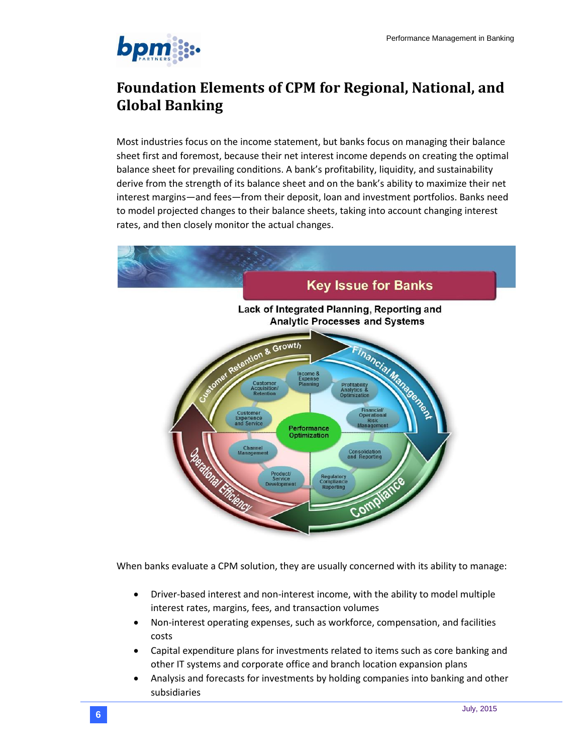# Foundation Elements of CPM for Regional, National, and Global Banking

Most industries focus on the income statement, but banks focus on managing their balance sheet first and foremost, because their net interest income depends on creating the optimal balance sheet for prevailing conditions. A bank's profitability, liquidity, and sustainability derive from the strength of its balance sheet and on the bank's ability to maximize their net interest margins—and fees—from their deposit, loan and investment portfolios. Banks need to model projected changes to their balance sheets, taking into account changing interest rates, and then closely monitor the actual changes.

When banks evaluate a CPM solution, they are usually concerned with its ability to manage:

- Driver-based interest and non-interest income, with the ability to model multiple interest rates, margins, fees, and transaction volumes
- Non-interest operating expenses, such as workforce, compensation, and facilities costs
- Capital expenditure plans for investments related to items such as core banking and other IT systems and corporate office and branch location expansion plans
- Analysis and forecasts for investments by holding companies into banking and other subsidiaries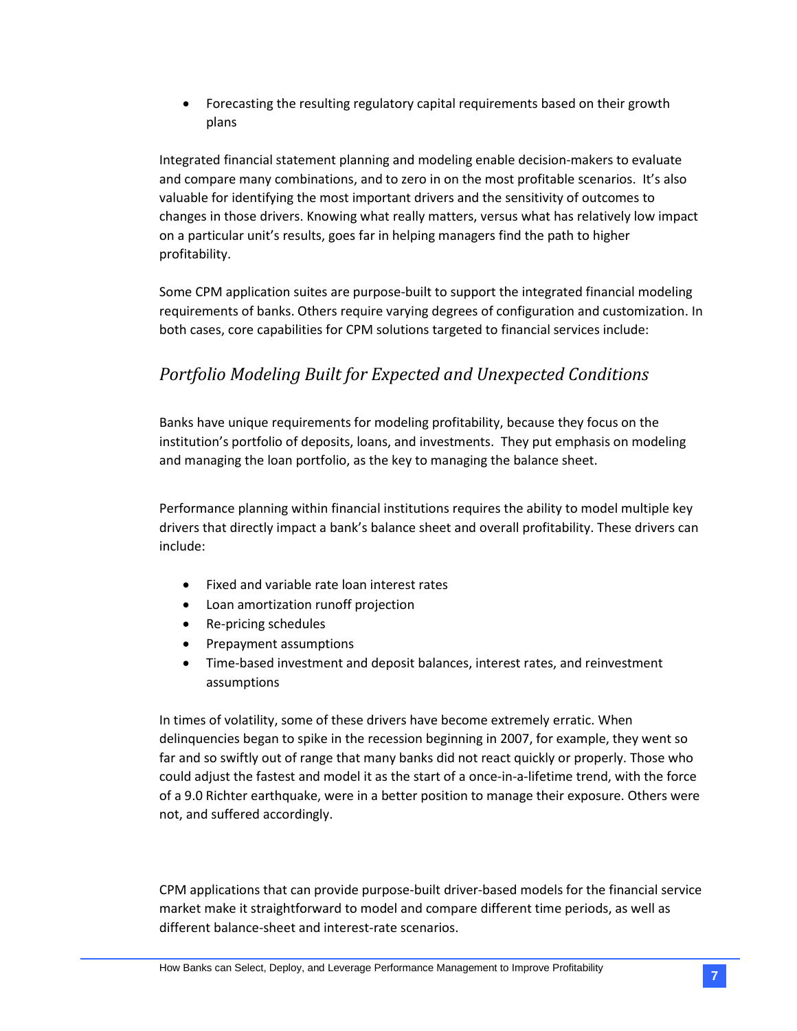- Forecasting the resulting regulatory capital requirements based on their growth plans

Integrated financial statement planning and modeling enable decision-makers to evaluate and compare many combinations, and to zero in on the most profitable scenarios. It's also valuable for identifying the most important drivers and the sensitivity of outcomes to changes in those drivers. Knowing what really matters, versus what has relatively low impact on a particular unit's results, goes far in helping managers find the path to higher profitability.

Some CPM application suites are purpose-built to support the integrated financial modeling requirements of banks. Others require varying degrees of configuration and customization. In both cases, core capabilities for CPM solutions targeted to financial services include:

## *Portfolio Modeling Built for Expected and Unexpected Conditions*

Banks have unique requirements for modeling profitability, because they focus on the institution's portfolio of deposits, loans, and investments. They put emphasis on modeling and managing the loan portfolio, as the key to managing the balance sheet.

Performance planning within financial institutions requires the ability to model multiple key drivers that directly impact a bank's balance sheet and overall profitability. These drivers can include:

- Fixed and variable rate loan interest rates
- Loan amortization runoff projection
- Re-pricing schedules
- Prepayment assumptions
- Time-based investment and deposit balances, interest rates, and reinvestment assumptions

In times of volatility, some of these drivers have become extremely erratic. When delinquencies began to spike in the recession beginning in 2007, for example, they went so far and so swiftly out of range that many banks did not react quickly or properly. Those who could adjust the fastest and model it as the start of a once-in-a-lifetime trend, with the force of a 9.0 Richter earthquake, were in a better position to manage their exposure. Others were not, and suffered accordingly.

CPM applications that can provide purpose-built driver-based models for the financial service market make it straightforward to model and compare different time periods, as well as different balance-sheet and interest-rate scenarios.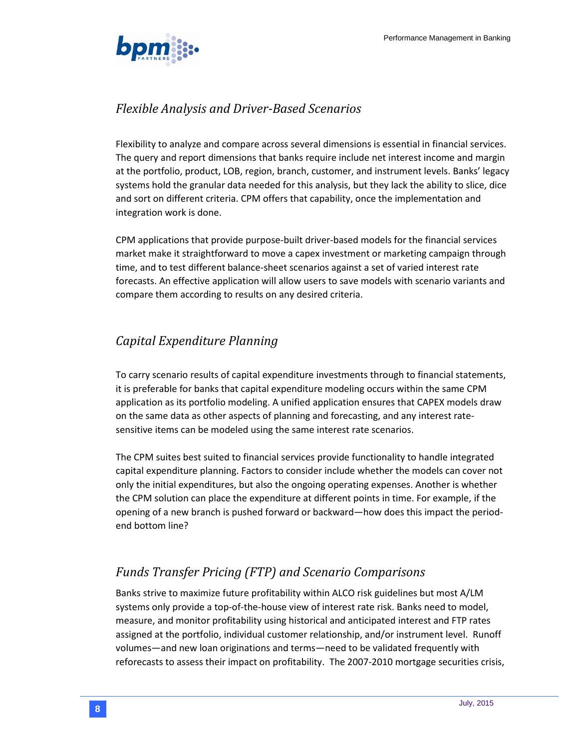## *Flexible Analysis and Driver-Based Scenarios*

Flexibility to analyze and compare across several dimensions is essential in financial services. The query and report dimensions that banks require include net interest income and margin at the portfolio, product, LOB, region, branch, customer, and instrument levels. Banks' legacy systems hold the granular data needed for this analysis, but they lack the ability to slice, dice and sort on different criteria. CPM offers that capability, once the implementation and integration work is done.

CPM applications that provide purpose-built driver-based models for the financial services market make it straightforward to move a capex investment or marketing campaign through time, and to test different balance-sheet scenarios against a set of varied interest rate forecasts. An effective application will allow users to save models with scenario variants and compare them according to results on any desired criteria.

## *Capital Expenditure Planning*

To carry scenario results of capital expenditure investments through to financial statements, it is preferable for banks that capital expenditure modeling occurs within the same CPM application as its portfolio modeling. A unified application ensures that CAPEX models draw on the same data as other aspects of planning and forecasting, and any interest rate-sensitive items can be modeled using the same interest rate scenarios.

The CPM suites best suited to financial services provide functionality to handle integrated capital expenditure planning. Factors to consider include whether the models can cover not only the initial expenditures, but also the ongoing operating expenses. Another is whether the CPM solution can place the expenditure at different points in time. For example, if the opening of a new branch is pushed forward or backward—how does this impact the period-end bottom line?

## *Funds Transfer Pricing (FTP) and Scenario Comparisons*

Banks strive to maximize future profitability within ALCO risk guidelines but most A/LM systems only provide a top-of-the-house view of interest rate risk. Banks need to model, measure, and monitor profitability using historical and anticipated interest and FTP rates assigned at the portfolio, individual customer relationship, and/or instrument level. Runoff volumes—and new loan originations and terms—need to be validated frequently with reforecasts to assess their impact on profitability. The 2007-2010 mortgage securities crisis,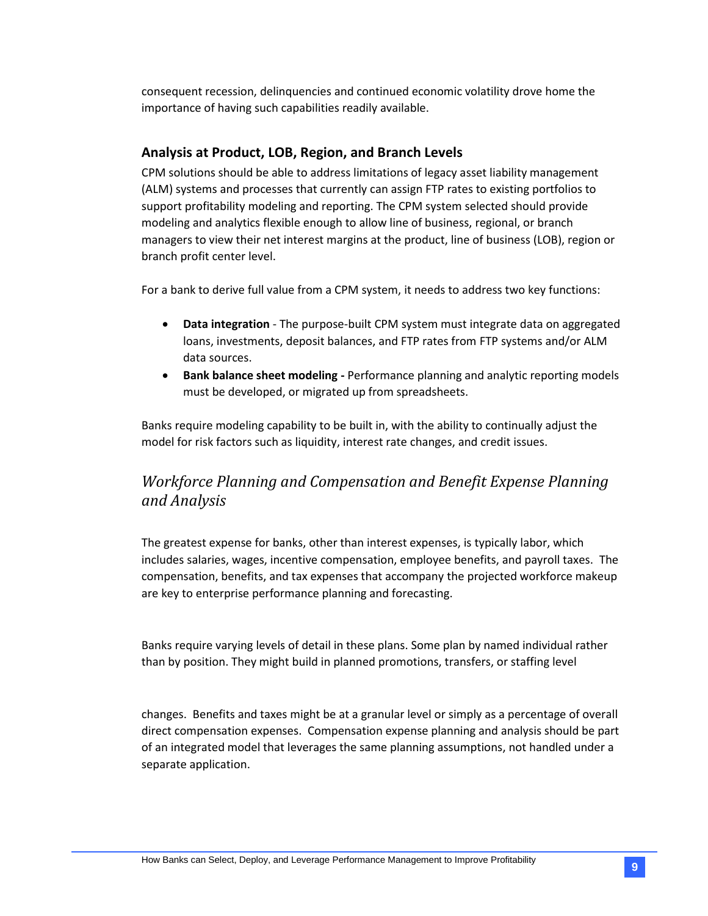consequent recession, delinquencies and continued economic volatility drove home the importance of having such capabilities readily available.

### Analysis at Product, LOB, Region, and Branch Levels

CPM solutions should be able to address limitations of legacy asset liability management (ALM) systems and processes that currently can assign FTP rates to existing portfolios to support profitability modeling and reporting. The CPM system selected should provide modeling and analytics flexible enough to allow line of business, regional, or branch managers to view their net interest margins at the product, line of business (LOB), region or branch profit center level.

For a bank to derive full value from a CPM system, it needs to address two key functions:

- **Data integration** - The purpose-built CPM system must integrate data on aggregated loans, investments, deposit balances, and FTP rates from FTP systems and/or ALM data sources.
- **Bank balance sheet modeling -** Performance planning and analytic reporting models must be developed, or migrated up from spreadsheets.

Banks require modeling capability to be built in, with the ability to continually adjust the model for risk factors such as liquidity, interest rate changes, and credit issues.

## *Workforce Planning and Compensation and Benefit Expense Planning and Analysis*

The greatest expense for banks, other than interest expenses, is typically labor, which includes salaries, wages, incentive compensation, employee benefits, and payroll taxes. The compensation, benefits, and tax expenses that accompany the projected workforce makeup are key to enterprise performance planning and forecasting.

Banks require varying levels of detail in these plans. Some plan by named individual rather than by position. They might build in planned promotions, transfers, or staffing level changes. Benefits and taxes might be at a granular level or simply as a percentage of overall direct compensation expenses. Compensation expense planning and analysis should be part of an integrated model that leverages the same planning assumptions, not handled under a separate application.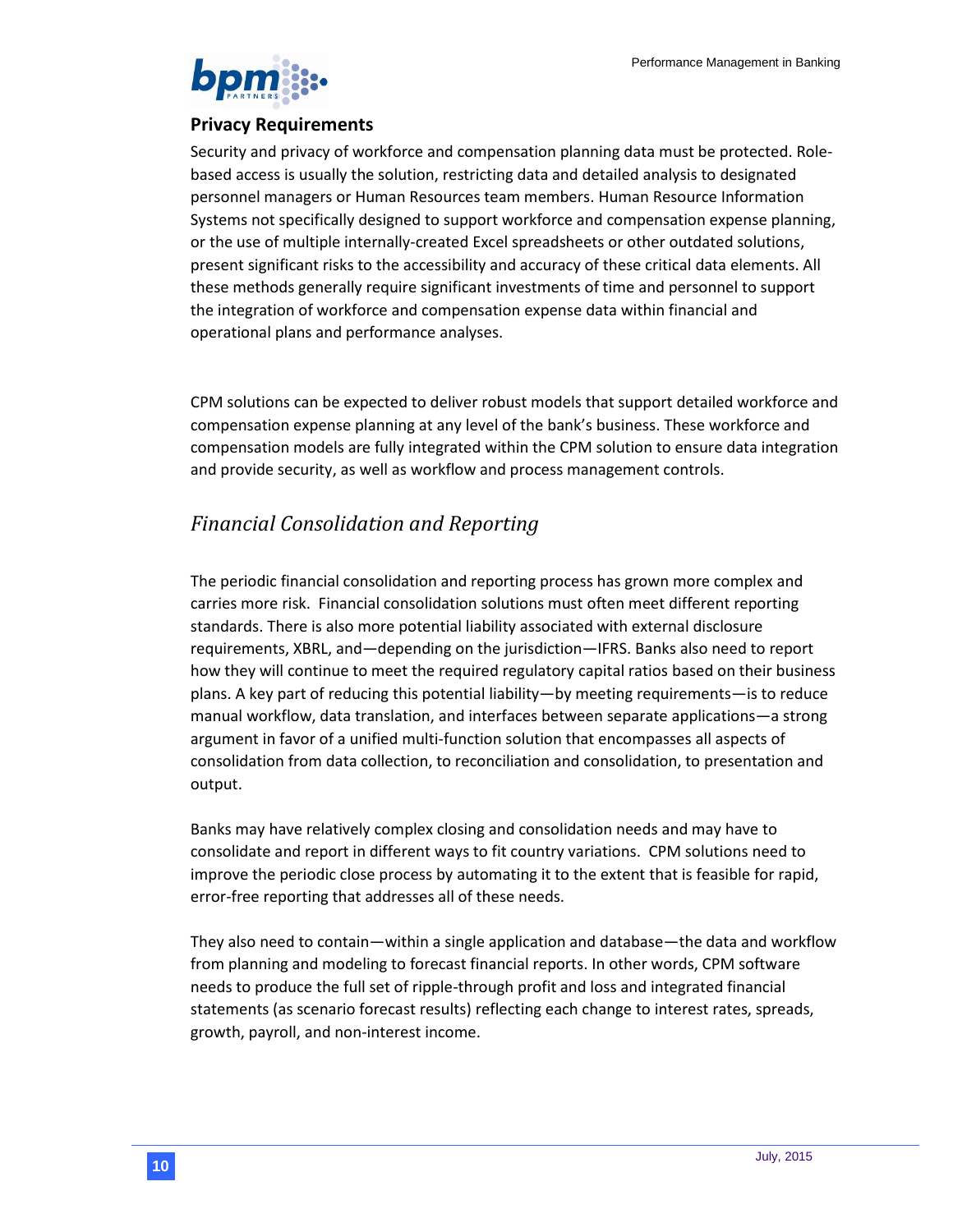### Privacy Requirements

Security and privacy of workforce and compensation planning data must be protected. Role-based access is usually the solution, restricting data and detailed analysis to designated personnel managers or Human Resources team members. Human Resource Information Systems not specifically designed to support workforce and compensation expense planning, or the use of multiple internally-created Excel spreadsheets or other outdated solutions, present significant risks to the accessibility and accuracy of these critical data elements. All these methods generally require significant investments of time and personnel to support the integration of workforce and compensation expense data within financial and operational plans and performance analyses.

CPM solutions can be expected to deliver robust models that support detailed workforce and compensation expense planning at any level of the bank's business. These workforce and compensation models are fully integrated within the CPM solution to ensure data integration and provide security, as well as workflow and process management controls.

## *Financial Consolidation and Reporting*

The periodic financial consolidation and reporting process has grown more complex and carries more risk. Financial consolidation solutions must often meet different reporting standards. There is also more potential liability associated with external disclosure requirements, XBRL, and—depending on the jurisdiction—IFRS. Banks also need to report how they will continue to meet the required regulatory capital ratios based on their business plans. A key part of reducing this potential liability—by meeting requirements—is to reduce manual workflow, data translation, and interfaces between separate applications—a strong argument in favor of a unified multi-function solution that encompasses all aspects of consolidation from data collection, to reconciliation and consolidation, to presentation and output.

Banks may have relatively complex closing and consolidation needs and may have to consolidate and report in different ways to fit country variations. CPM solutions need to improve the periodic close process by automating it to the extent that is feasible for rapid, error-free reporting that addresses all of these needs.

They also need to contain—within a single application and database—the data and workflow from planning and modeling to forecast financial reports. In other words, CPM software needs to produce the full set of ripple-through profit and loss and integrated financial statements (as scenario forecast results) reflecting each change to interest rates, spreads, growth, payroll, and non-interest income.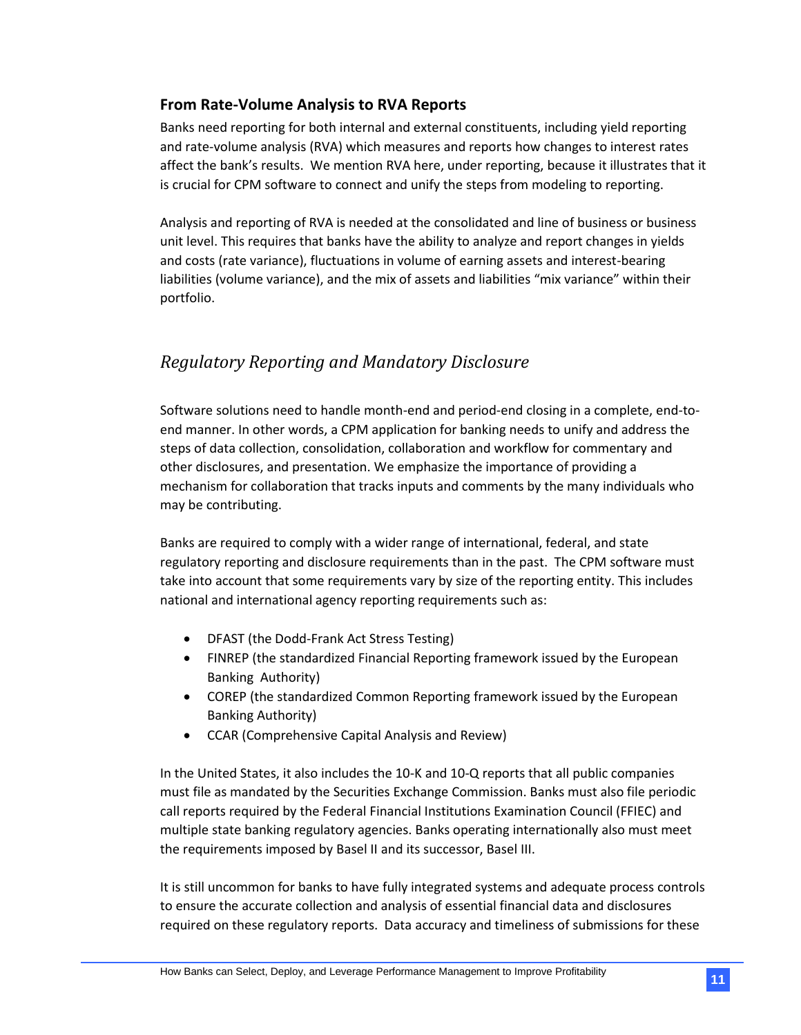### From Rate-Volume Analysis to RVA Reports

Banks need reporting for both internal and external constituents, including yield reporting and rate-volume analysis (RVA) which measures and reports how changes to interest rates affect the bank's results. We mention RVA here, under reporting, because it illustrates that it is crucial for CPM software to connect and unify the steps from modeling to reporting.

Analysis and reporting of RVA is needed at the consolidated and line of business or business unit level. This requires that banks have the ability to analyze and report changes in yields and costs (rate variance), fluctuations in volume of earning assets and interest-bearing liabilities (volume variance), and the mix of assets and liabilities "mix variance" within their portfolio.

## *Regulatory Reporting and Mandatory Disclosure*

Software solutions need to handle month-end and period-end closing in a complete, end-to-end manner. In other words, a CPM application for banking needs to unify and address the steps of data collection, consolidation, collaboration and workflow for commentary and other disclosures, and presentation. We emphasize the importance of providing a mechanism for collaboration that tracks inputs and comments by the many individuals who may be contributing.

Banks are required to comply with a wider range of international, federal, and state regulatory reporting and disclosure requirements than in the past. The CPM software must take into account that some requirements vary by size of the reporting entity. This includes national and international agency reporting requirements such as:

- DFAST (the Dodd-Frank Act Stress Testing)
- FINREP (the standardized Financial Reporting framework issued by the European Banking Authority)
- COREP (the standardized Common Reporting framework issued by the European Banking Authority)
- CCAR (Comprehensive Capital Analysis and Review)

In the United States, it also includes the 10-K and 10-Q reports that all public companies must file as mandated by the Securities Exchange Commission. Banks must also file periodic call reports required by the Federal Financial Institutions Examination Council (FFIEC) and multiple state banking regulatory agencies. Banks operating internationally also must meet the requirements imposed by Basel II and its successor, Basel III.

It is still uncommon for banks to have fully integrated systems and adequate process controls to ensure the accurate collection and analysis of essential financial data and disclosures required on these regulatory reports. Data accuracy and timeliness of submissions for these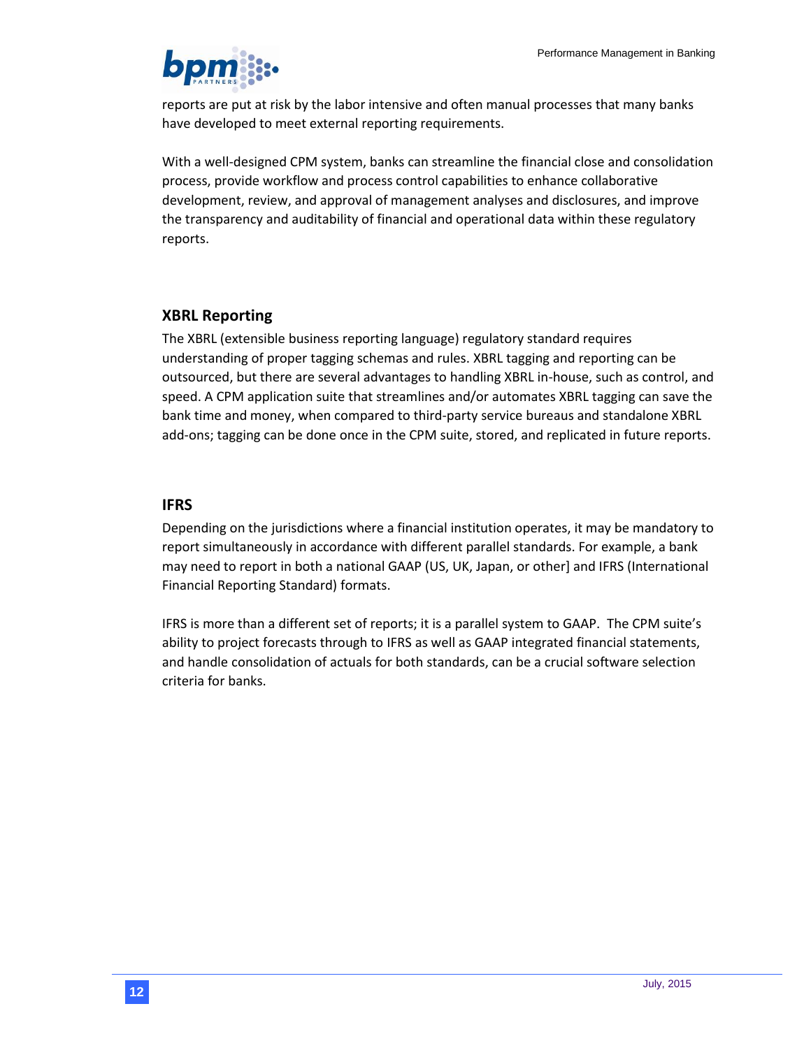reports are put at risk by the labor intensive and often manual processes that many banks have developed to meet external reporting requirements.

With a well-designed CPM system, banks can streamline the financial close and consolidation process, provide workflow and process control capabilities to enhance collaborative development, review, and approval of management analyses and disclosures, and improve the transparency and auditability of financial and operational data within these regulatory reports.

## XBRL Reporting

The XBRL (extensible business reporting language) regulatory standard requires understanding of proper tagging schemas and rules. XBRL tagging and reporting can be outsourced, but there are several advantages to handling XBRL in-house, such as control, and speed. A CPM application suite that streamlines and/or automates XBRL tagging can save the bank time and money, when compared to third-party service bureaus and standalone XBRL add-ons; tagging can be done once in the CPM suite, stored, and replicated in future reports.

## IFRS

Depending on the jurisdictions where a financial institution operates, it may be mandatory to report simultaneously in accordance with different parallel standards. For example, a bank may need to report in both a national GAAP (US, UK, Japan, or other] and IFRS (International Financial Reporting Standard) formats.

IFRS is more than a different set of reports; it is a parallel system to GAAP. The CPM suite's ability to project forecasts through to IFRS as well as GAAP integrated financial statements, and handle consolidation of actuals for both standards, can be a crucial software selection criteria for banks.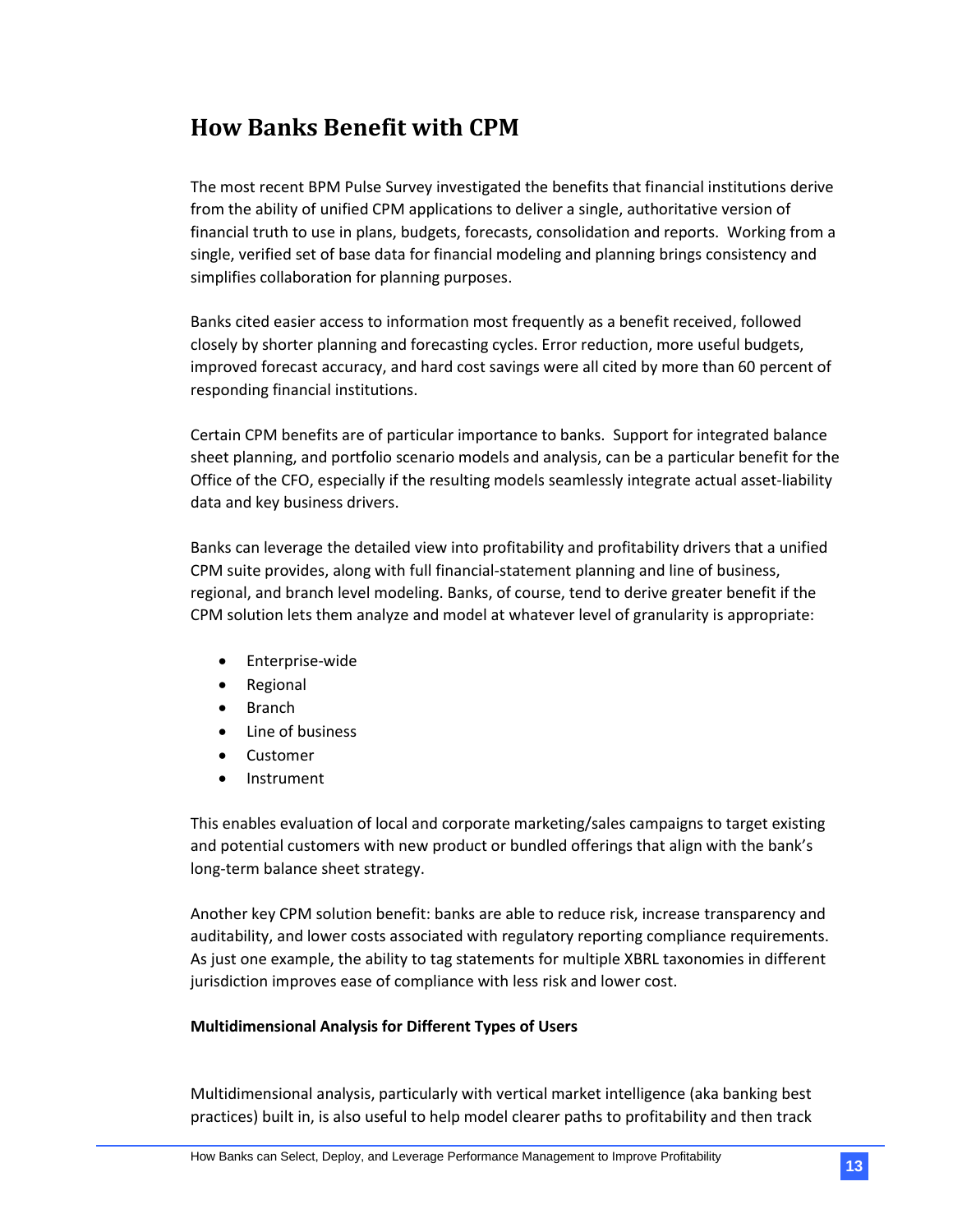## How Banks Benefit with CPM

The most recent BPM Pulse Survey investigated the benefits that financial institutions derive from the ability of unified CPM applications to deliver a single, authoritative version of financial truth to use in plans, budgets, forecasts, consolidation and reports. Working from a single, verified set of base data for financial modeling and planning brings consistency and simplifies collaboration for planning purposes.

Banks cited easier access to information most frequently as a benefit received, followed closely by shorter planning and forecasting cycles. Error reduction, more useful budgets, improved forecast accuracy, and hard cost savings were all cited by more than 60 percent of responding financial institutions.

Certain CPM benefits are of particular importance to banks. Support for integrated balance sheet planning, and portfolio scenario models and analysis, can be a particular benefit for the Office of the CFO, especially if the resulting models seamlessly integrate actual asset-liability data and key business drivers.

Banks can leverage the detailed view into profitability and profitability drivers that a unified CPM suite provides, along with full financial-statement planning and line of business, regional, and branch level modeling. Banks, of course, tend to derive greater benefit if the CPM solution lets them analyze and model at whatever level of granularity is appropriate:

- Enterprise-wide
- Regional
- Branch
- Line of business
- Customer
- Instrument

This enables evaluation of local and corporate marketing/sales campaigns to target existing and potential customers with new product or bundled offerings that align with the bank's long-term balance sheet strategy.

Another key CPM solution benefit: banks are able to reduce risk, increase transparency and auditability, and lower costs associated with regulatory reporting compliance requirements. As just one example, the ability to tag statements for multiple XBRL taxonomies in different jurisdiction improves ease of compliance with less risk and lower cost.

**Multidimensional Analysis for Different Types of Users**

Multidimensional analysis, particularly with vertical market intelligence (aka banking best practices) built in, is also useful to help model clearer paths to profitability and then track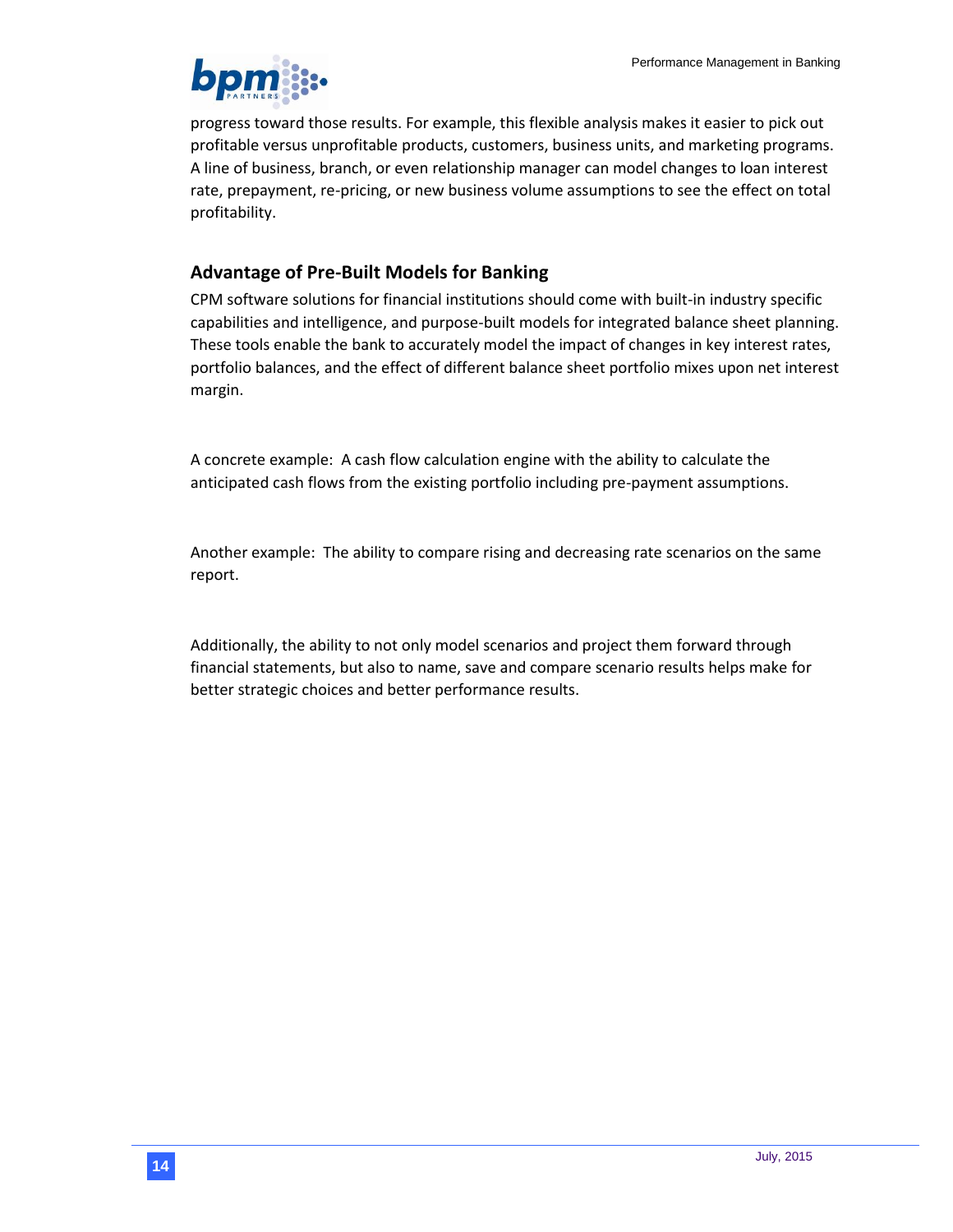progress toward those results. For example, this flexible analysis makes it easier to pick out profitable versus unprofitable products, customers, business units, and marketing programs. A line of business, branch, or even relationship manager can model changes to loan interest rate, prepayment, re-pricing, or new business volume assumptions to see the effect on total profitability.

## Advantage of Pre-Built Models for Banking

CPM software solutions for financial institutions should come with built-in industry specific capabilities and intelligence, and purpose-built models for integrated balance sheet planning. These tools enable the bank to accurately model the impact of changes in key interest rates, portfolio balances, and the effect of different balance sheet portfolio mixes upon net interest margin.

A concrete example: A cash flow calculation engine with the ability to calculate the anticipated cash flows from the existing portfolio including pre-payment assumptions.

Another example: The ability to compare rising and decreasing rate scenarios on the same report.

Additionally, the ability to not only model scenarios and project them forward through financial statements, but also to name, save and compare scenario results helps make for better strategic choices and better performance results.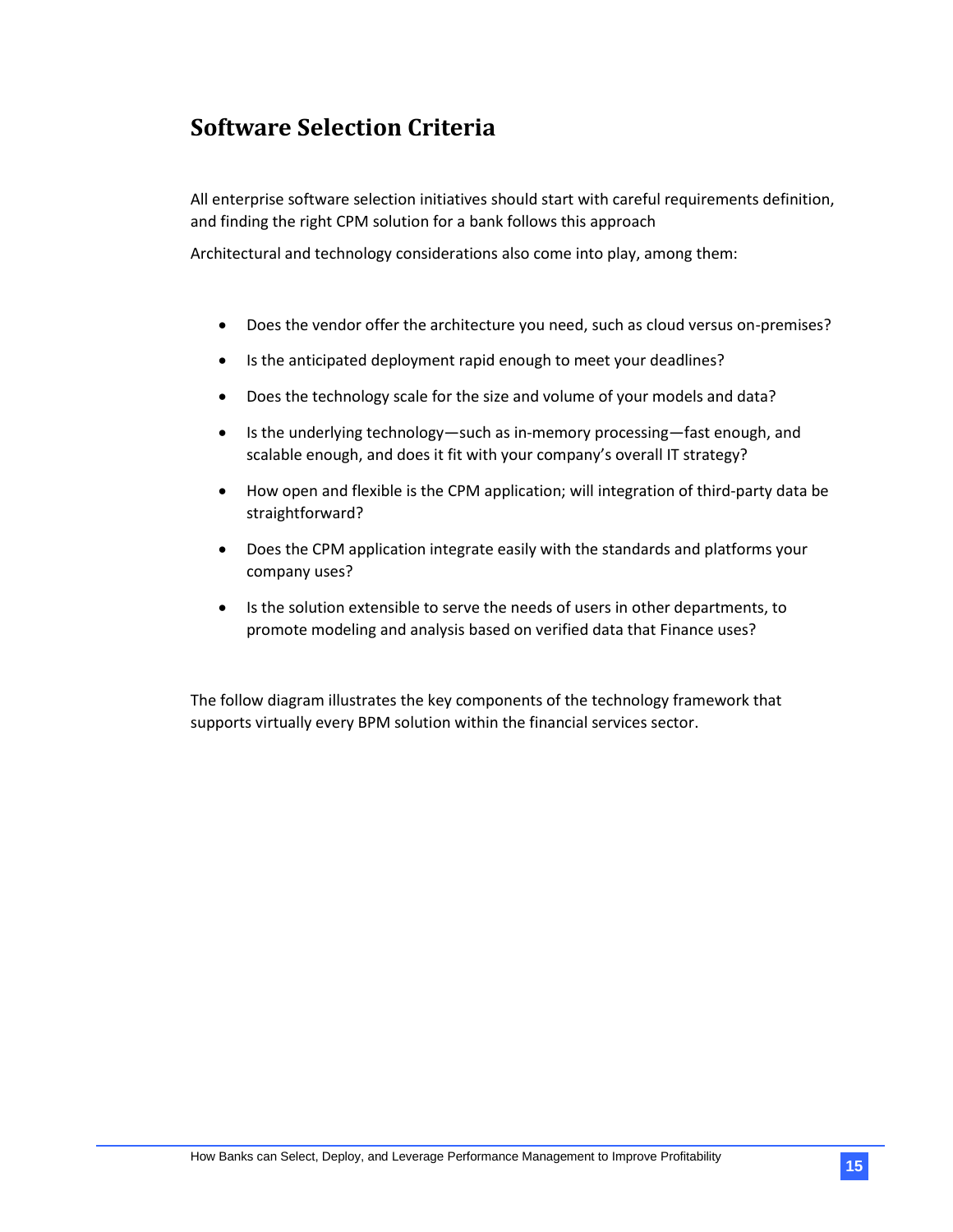## Software Selection Criteria

All enterprise software selection initiatives should start with careful requirements definition, and finding the right CPM solution for a bank follows this approach

Architectural and technology considerations also come into play, among them:

- Does the vendor offer the architecture you need, such as cloud versus on-premises?
- Is the anticipated deployment rapid enough to meet your deadlines?
- Does the technology scale for the size and volume of your models and data?
- Is the underlying technology—such as in-memory processing—fast enough, and scalable enough, and does it fit with your company's overall IT strategy?
- How open and flexible is the CPM application; will integration of third-party data be straightforward?
- Does the CPM application integrate easily with the standards and platforms your company uses?
- Is the solution extensible to serve the needs of users in other departments, to promote modeling and analysis based on verified data that Finance uses?

The follow diagram illustrates the key components of the technology framework that supports virtually every BPM solution within the financial services sector.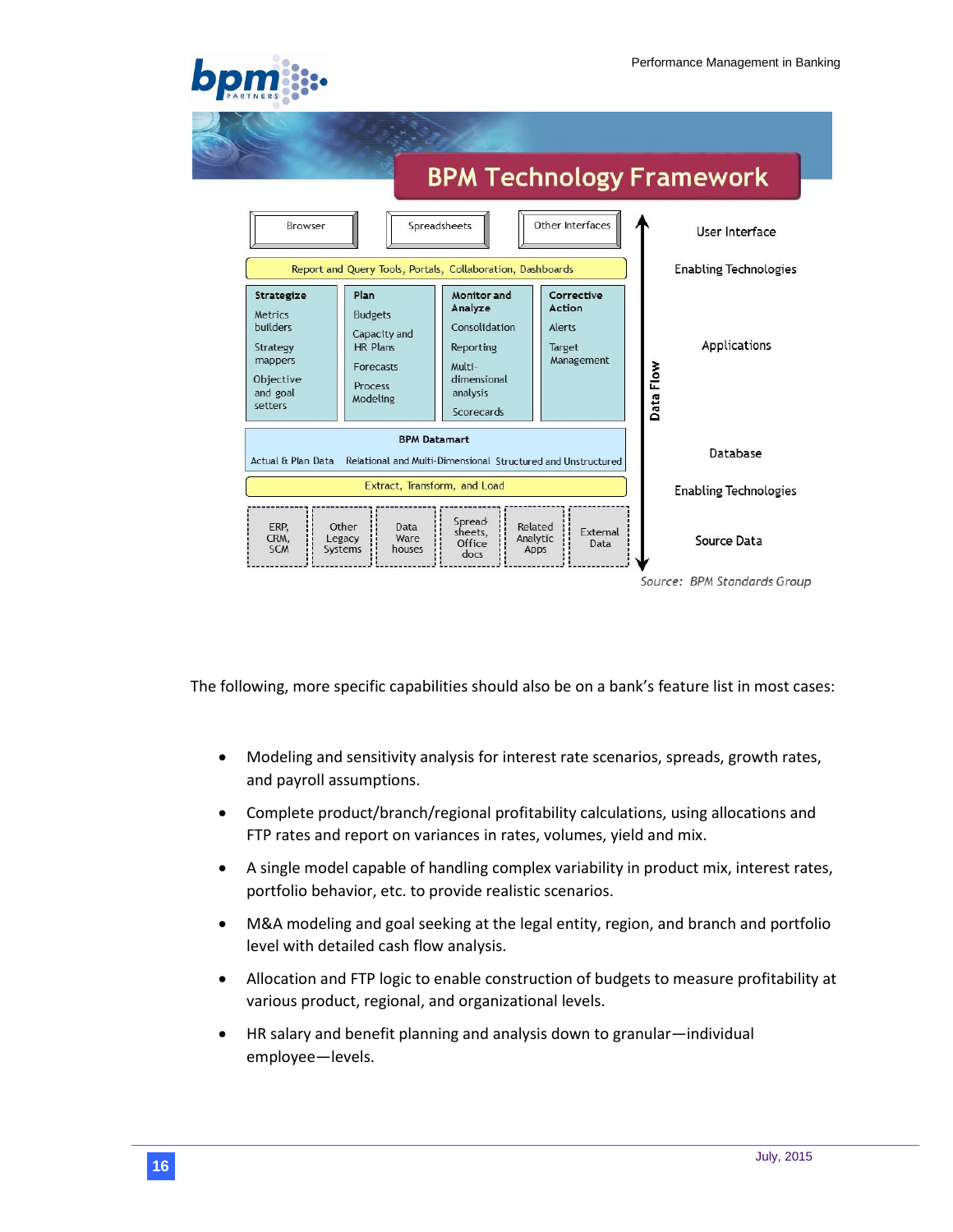## BPM Technology Framework

| Browser | Spreadsheets | Other Interfaces | User Interface |
|---|---|---|---|
| Report and Query Tools, Portals, Collaboration, Dashboards | | | Enabling Technologies |

| Strategize | Plan | Monitor and Analyze | Corrective Action |
|---|---|---|---|
| Metrics builders<br>Strategy mappers<br>Objective and goal setters | Budgets<br>Capacity and HR Plans<br>Forecasts<br>Process Modeling | Consolidation<br>Reporting<br>Multi-dimensional analysis<br>Scorecards | Alerts<br>Target Management |

Applications

**BPM Datamart**: Actual & Plan Data; Relational and Multi-Dimensional; Structured and Unstructured — Database

Extract, Transform, and Load — Enabling Technologies

| ERP, CRM, SCM | Other Legacy Systems | Data Ware houses | Spread-sheets, Office docs | Related Analytic Apps | External Data |
|---|---|---|---|---|---|

Source Data

Data Flow

*Source: BPM Standards Group*

The following, more specific capabilities should also be on a bank's feature list in most cases:

- Modeling and sensitivity analysis for interest rate scenarios, spreads, growth rates, and payroll assumptions.
- Complete product/branch/regional profitability calculations, using allocations and FTP rates and report on variances in rates, volumes, yield and mix.
- A single model capable of handling complex variability in product mix, interest rates, portfolio behavior, etc. to provide realistic scenarios.
- M&A modeling and goal seeking at the legal entity, region, and branch and portfolio level with detailed cash flow analysis.
- Allocation and FTP logic to enable construction of budgets to measure profitability at various product, regional, and organizational levels.
- HR salary and benefit planning and analysis down to granular—individual employee—levels.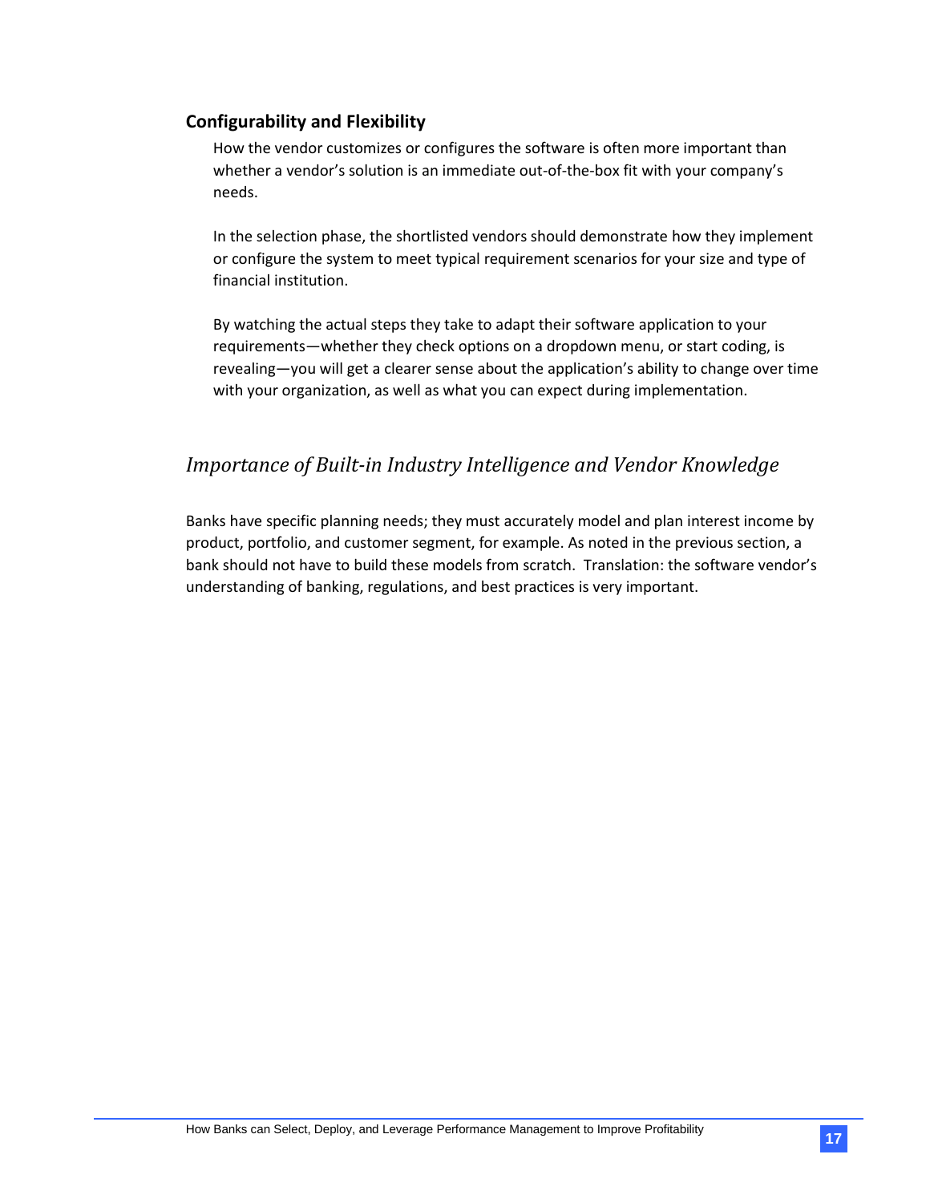### Configurability and Flexibility

How the vendor customizes or configures the software is often more important than whether a vendor's solution is an immediate out-of-the-box fit with your company's needs.

In the selection phase, the shortlisted vendors should demonstrate how they implement or configure the system to meet typical requirement scenarios for your size and type of financial institution.

By watching the actual steps they take to adapt their software application to your requirements—whether they check options on a dropdown menu, or start coding, is revealing—you will get a clearer sense about the application's ability to change over time with your organization, as well as what you can expect during implementation.

## *Importance of Built-in Industry Intelligence and Vendor Knowledge*

Banks have specific planning needs; they must accurately model and plan interest income by product, portfolio, and customer segment, for example. As noted in the previous section, a bank should not have to build these models from scratch. Translation: the software vendor's understanding of banking, regulations, and best practices is very important.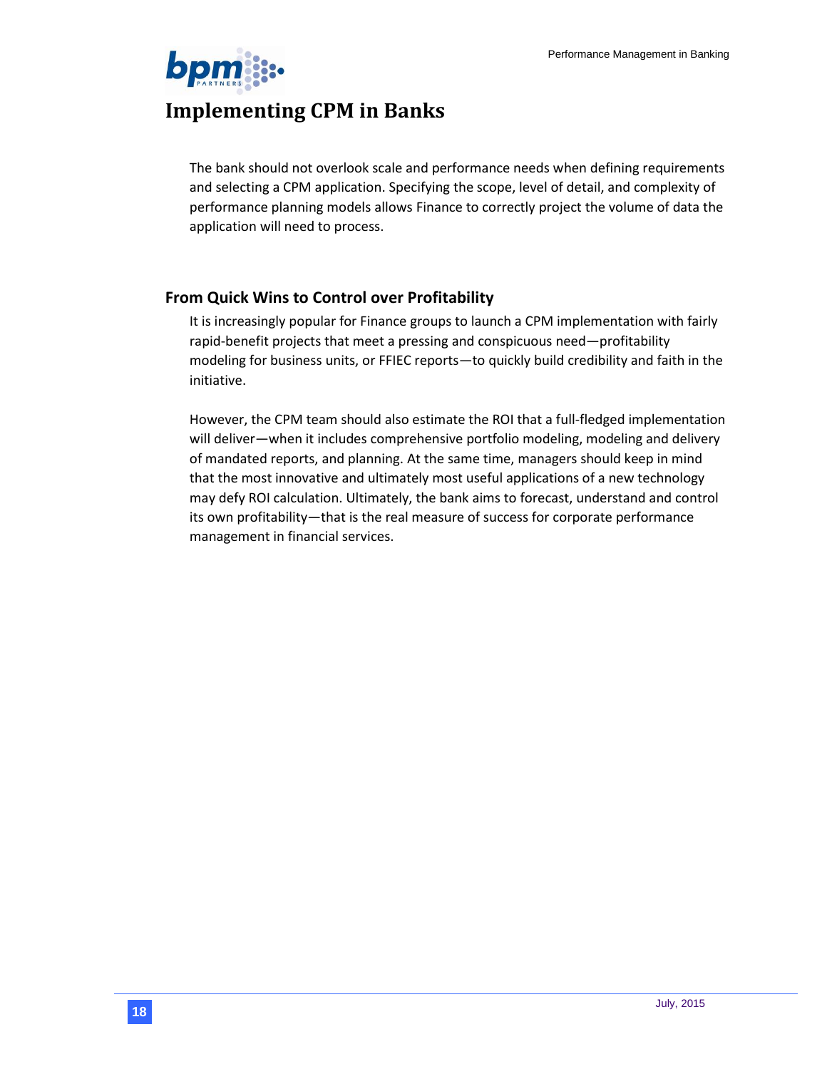# Implementing CPM in Banks

The bank should not overlook scale and performance needs when defining requirements and selecting a CPM application. Specifying the scope, level of detail, and complexity of performance planning models allows Finance to correctly project the volume of data the application will need to process.

## From Quick Wins to Control over Profitability

It is increasingly popular for Finance groups to launch a CPM implementation with fairly rapid-benefit projects that meet a pressing and conspicuous need—profitability modeling for business units, or FFIEC reports—to quickly build credibility and faith in the initiative.

However, the CPM team should also estimate the ROI that a full-fledged implementation will deliver—when it includes comprehensive portfolio modeling, modeling and delivery of mandated reports, and planning. At the same time, managers should keep in mind that the most innovative and ultimately most useful applications of a new technology may defy ROI calculation. Ultimately, the bank aims to forecast, understand and control its own profitability—that is the real measure of success for corporate performance management in financial services.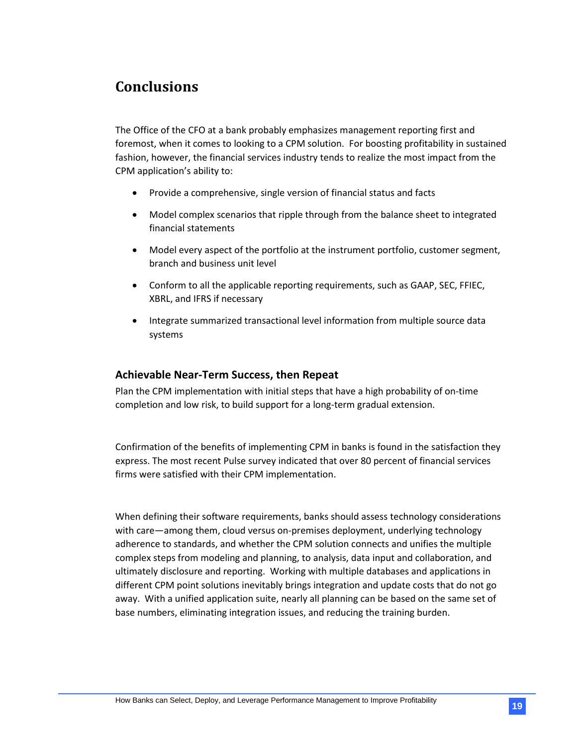# Conclusions

The Office of the CFO at a bank probably emphasizes management reporting first and foremost, when it comes to looking to a CPM solution. For boosting profitability in sustained fashion, however, the financial services industry tends to realize the most impact from the CPM application's ability to:

- Provide a comprehensive, single version of financial status and facts
- Model complex scenarios that ripple through from the balance sheet to integrated financial statements
- Model every aspect of the portfolio at the instrument portfolio, customer segment, branch and business unit level
- Conform to all the applicable reporting requirements, such as GAAP, SEC, FFIEC, XBRL, and IFRS if necessary
- Integrate summarized transactional level information from multiple source data systems

## Achievable Near-Term Success, then Repeat

Plan the CPM implementation with initial steps that have a high probability of on-time completion and low risk, to build support for a long-term gradual extension.

Confirmation of the benefits of implementing CPM in banks is found in the satisfaction they express. The most recent Pulse survey indicated that over 80 percent of financial services firms were satisfied with their CPM implementation.

When defining their software requirements, banks should assess technology considerations with care—among them, cloud versus on-premises deployment, underlying technology adherence to standards, and whether the CPM solution connects and unifies the multiple complex steps from modeling and planning, to analysis, data input and collaboration, and ultimately disclosure and reporting. Working with multiple databases and applications in different CPM point solutions inevitably brings integration and update costs that do not go away. With a unified application suite, nearly all planning can be based on the same set of base numbers, eliminating integration issues, and reducing the training burden.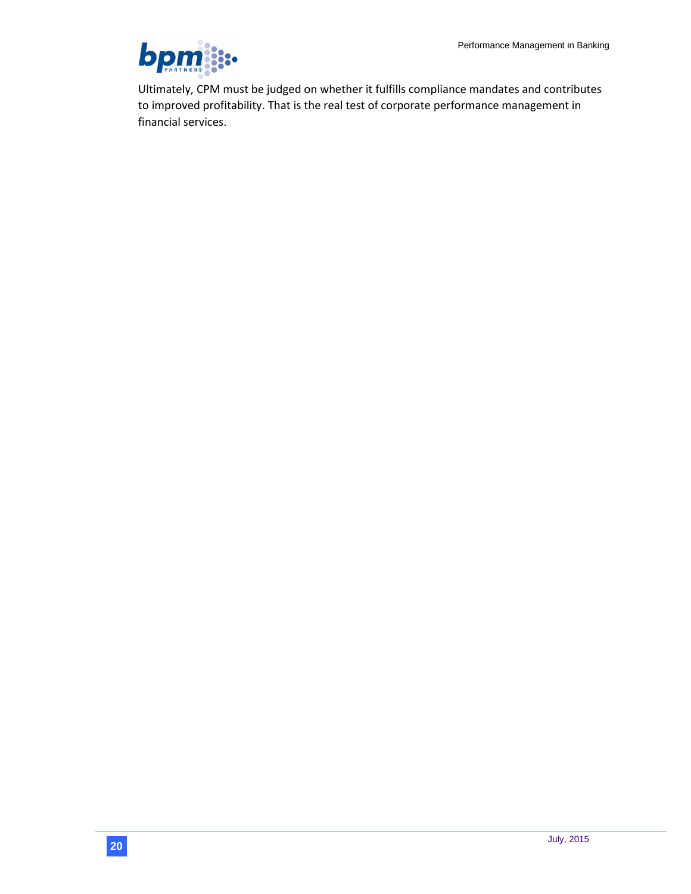Ultimately, CPM must be judged on whether it fulfills compliance mandates and contributes to improved profitability. That is the real test of corporate performance management in financial services.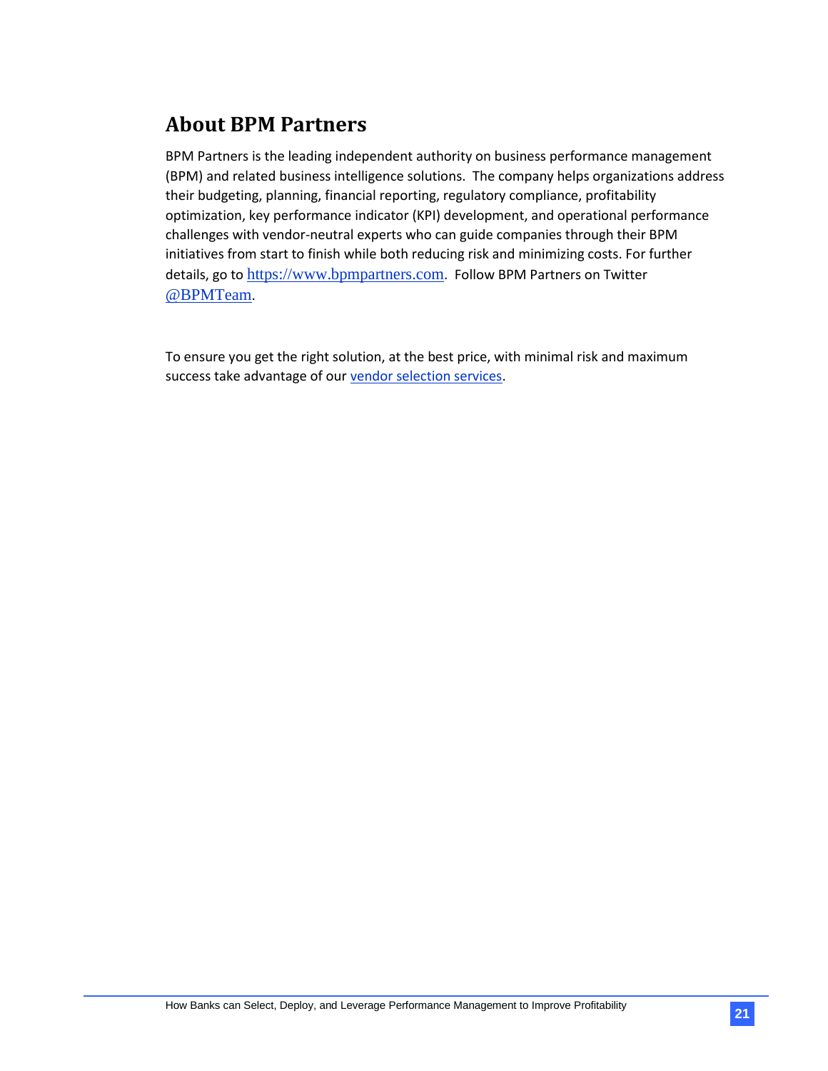## About BPM Partners

BPM Partners is the leading independent authority on business performance management (BPM) and related business intelligence solutions. The company helps organizations address their budgeting, planning, financial reporting, regulatory compliance, profitability optimization, key performance indicator (KPI) development, and operational performance challenges with vendor-neutral experts who can guide companies through their BPM initiatives from start to finish while both reducing risk and minimizing costs. For further details, go to https://www.bpmpartners.com. Follow BPM Partners on Twitter @BPMTeam.

To ensure you get the right solution, at the best price, with minimal risk and maximum success take advantage of our vendor selection services.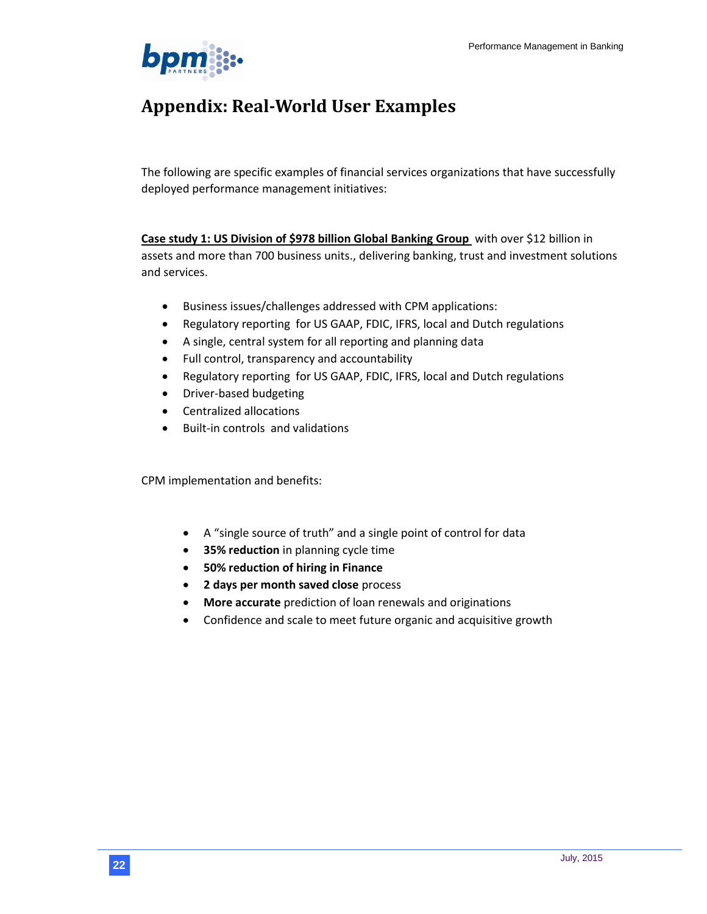# Appendix: Real-World User Examples

The following are specific examples of financial services organizations that have successfully deployed performance management initiatives:

**Case study 1: US Division of $978 billion Global Banking Group** with over $12 billion in assets and more than 700 business units., delivering banking, trust and investment solutions and services.

- Business issues/challenges addressed with CPM applications:
- Regulatory reporting for US GAAP, FDIC, IFRS, local and Dutch regulations
- A single, central system for all reporting and planning data
- Full control, transparency and accountability
- Regulatory reporting for US GAAP, FDIC, IFRS, local and Dutch regulations
- Driver-based budgeting
- Centralized allocations
- Built-in controls and validations

CPM implementation and benefits:

- A "single source of truth" and a single point of control for data
- **35% reduction** in planning cycle time
- **50% reduction of hiring in Finance**
- **2 days per month saved close** process
- **More accurate** prediction of loan renewals and originations
- Confidence and scale to meet future organic and acquisitive growth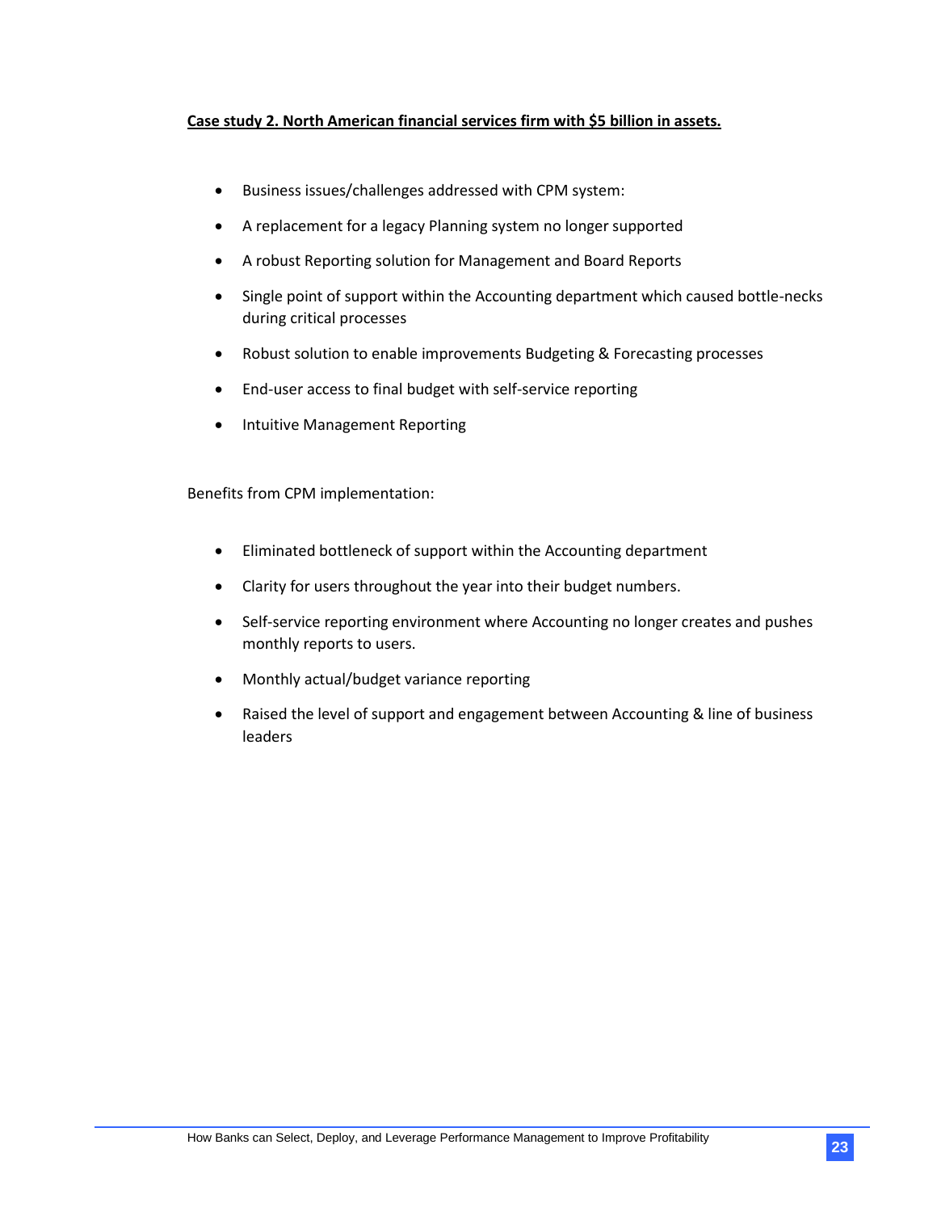**<u>Case study 2. North American financial services firm with $5 billion in assets.</u>**

- Business issues/challenges addressed with CPM system:
- A replacement for a legacy Planning system no longer supported
- A robust Reporting solution for Management and Board Reports
- Single point of support within the Accounting department which caused bottle-necks during critical processes
- Robust solution to enable improvements Budgeting & Forecasting processes
- End-user access to final budget with self-service reporting
- Intuitive Management Reporting

Benefits from CPM implementation:

- Eliminated bottleneck of support within the Accounting department
- Clarity for users throughout the year into their budget numbers.
- Self-service reporting environment where Accounting no longer creates and pushes monthly reports to users.
- Monthly actual/budget variance reporting
- Raised the level of support and engagement between Accounting & line of business leaders